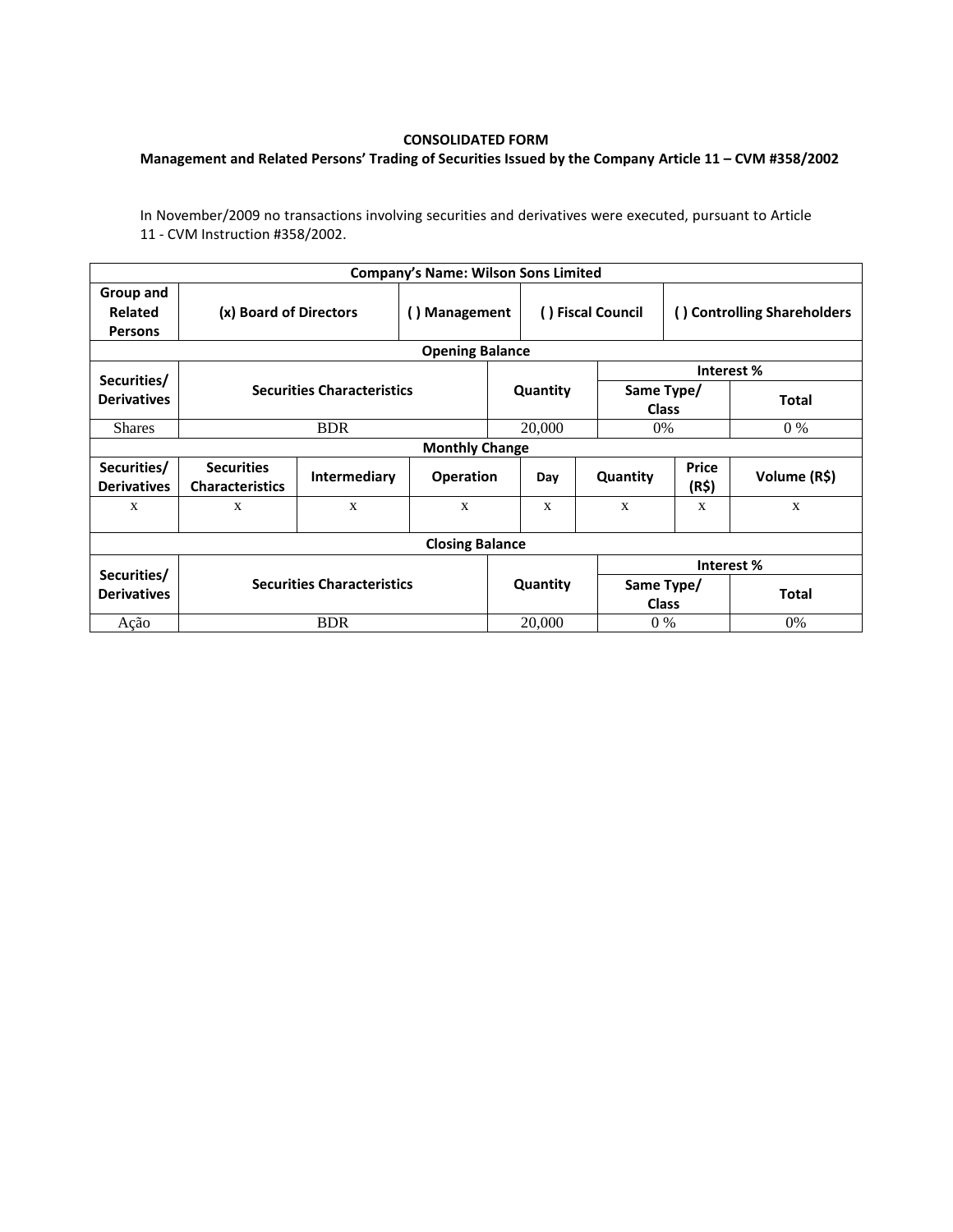**CONSOLIDATED FORM**

**Management and Related Persons' Trading of Securities Issued by the Company Article 11 – CVM #358/2002**

In November/2009 no transactions involving securities and derivatives were executed, pursuant to Article 11 - CVM Instruction #358/2002.

| Company's Name: Wilson Sons Limited | | | | | | | |
|---|---|---|---|---|---|---|---|
| **Group and Related Persons** | **(x) Board of Directors** | | **( ) Management** | | **( ) Fiscal Council** | **( ) Controlling Shareholders** | |
| **Opening Balance** | | | | | | | |
| **Securities/ Derivatives** | **Securities Characteristics** | | | **Quantity** | | **Interest %** | |
| | | | | | | **Same Type/ Class** | **Total** |
| Shares | BDR | | | 20,000 | | 0% | 0 % |
| **Monthly Change** | | | | | | | |
| **Securities/ Derivatives** | **Securities Characteristics** | **Intermediary** | **Operation** | **Day** | **Quantity** | **Price (R$)** | **Volume (R$)** |
| x | x | x | x | x | x | x | x |
| **Closing Balance** | | | | | | | |
| **Securities/ Derivatives** | **Securities Characteristics** | | | **Quantity** | | **Interest %** | |
| | | | | | | **Same Type/ Class** | **Total** |
| Ação | BDR | | | 20,000 | | 0 % | 0% |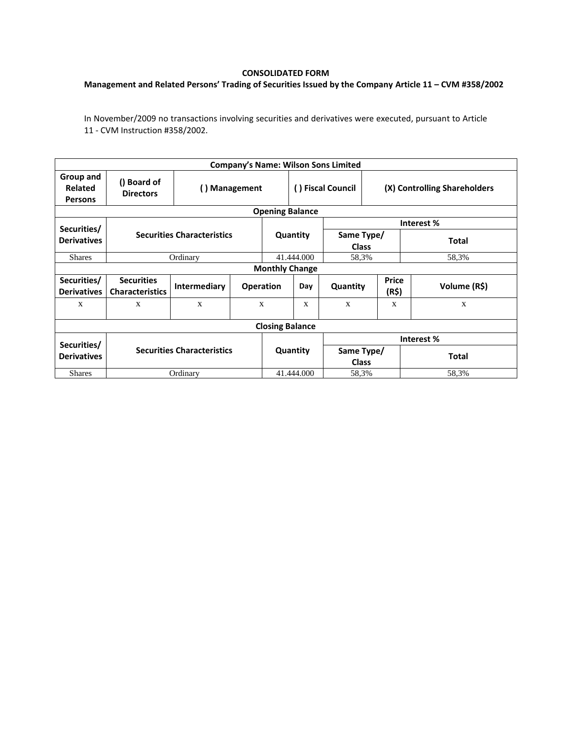**CONSOLIDATED FORM**

**Management and Related Persons' Trading of Securities Issued by the Company Article 11 – CVM #358/2002**

In November/2009 no transactions involving securities and derivatives were executed, pursuant to Article 11 - CVM Instruction #358/2002.

| **Company's Name: Wilson Sons Limited** | | | | | | | |
|---|---|---|---|---|---|---|---|
| **Group and Related Persons** | **() Board of Directors** | **( ) Management** | | **( ) Fiscal Council** | | **(X) Controlling Shareholders** | |
| **Opening Balance** | | | | | | | |
| **Securities/ Derivatives** | **Securities Characteristics** | | | **Quantity** | | **Interest %** | |
| | | | | | | **Same Type/ Class** | **Total** |
| Shares | Ordinary | | | 41.444.000 | | 58,3% | 58,3% |
| **Monthly Change** | | | | | | | |
| **Securities/ Derivatives** | **Securities Characteristics** | **Intermediary** | **Operation** | **Day** | **Quantity** | **Price (R$)** | **Volume (R$)** |
| X | X | X | X | X | X | X | X |
| **Closing Balance** | | | | | | | |
| **Securities/ Derivatives** | **Securities Characteristics** | | | **Quantity** | | **Interest %** | |
| | | | | | | **Same Type/ Class** | **Total** |
| Shares | Ordinary | | | 41.444.000 | | 58,3% | 58,3% |